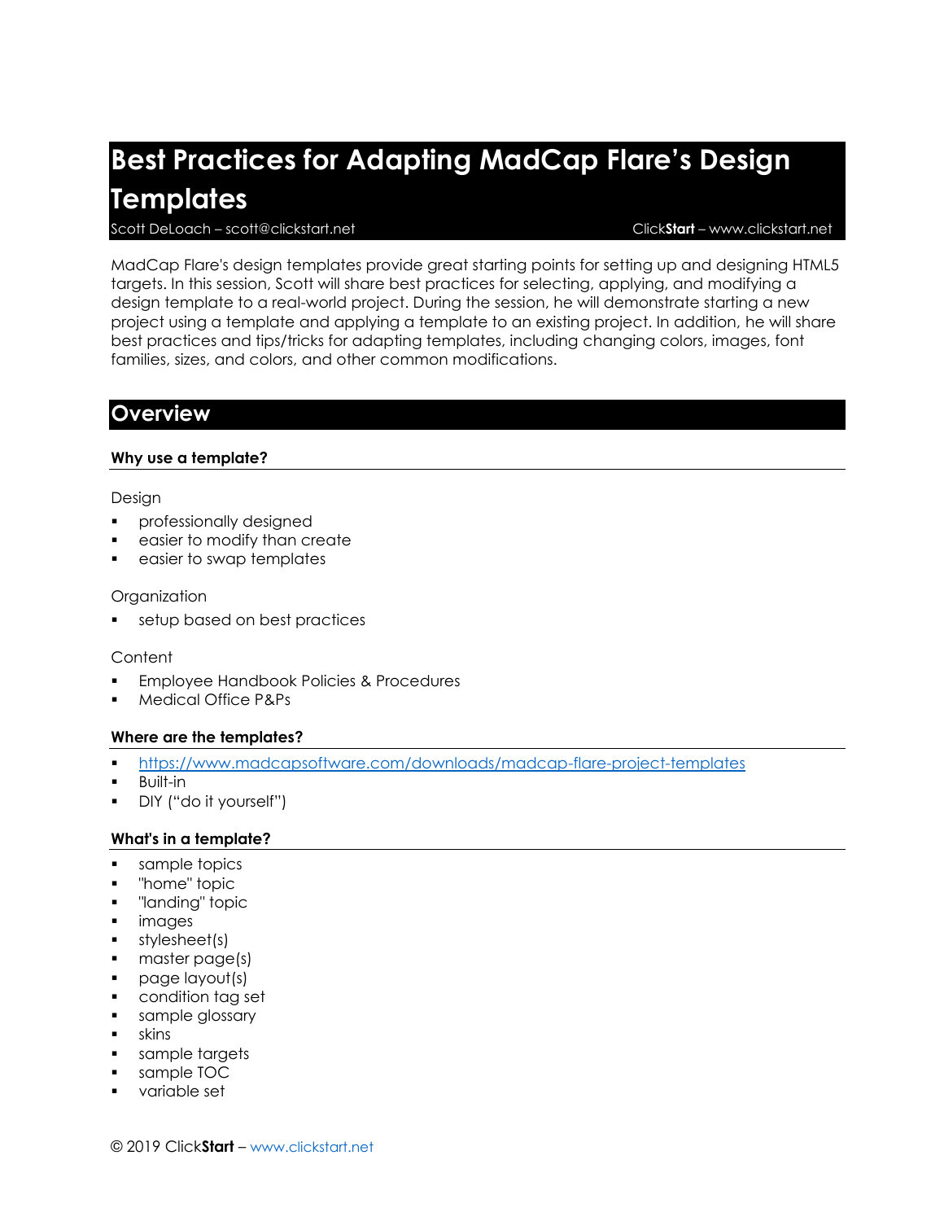# Best Practices for Adapting MadCap Flare's Design Templates

Scott DeLoach – scott@clickstart.net | Click**Start** – www.clickstart.net

MadCap Flare's design templates provide great starting points for setting up and designing HTML5 targets. In this session, Scott will share best practices for selecting, applying, and modifying a design template to a real-world project. During the session, he will demonstrate starting a new project using a template and applying a template to an existing project. In addition, he will share best practices and tips/tricks for adapting templates, including changing colors, images, font families, sizes, and colors, and other common modifications.

## Overview

### Why use a template?

Design

- professionally designed
- easier to modify than create
- easier to swap templates

Organization

- setup based on best practices

Content

- Employee Handbook Policies & Procedures
- Medical Office P&Ps

### Where are the templates?

- https://www.madcapsoftware.com/downloads/madcap-flare-project-templates
- Built-in
- DIY ("do it yourself")

### What's in a template?

- sample topics
- "home" topic
- "landing" topic
- images
- stylesheet(s)
- master page(s)
- page layout(s)
- condition tag set
- sample glossary
- skins
- sample targets
- sample TOC
- variable set

© 2019 Click**Start** – www.clickstart.net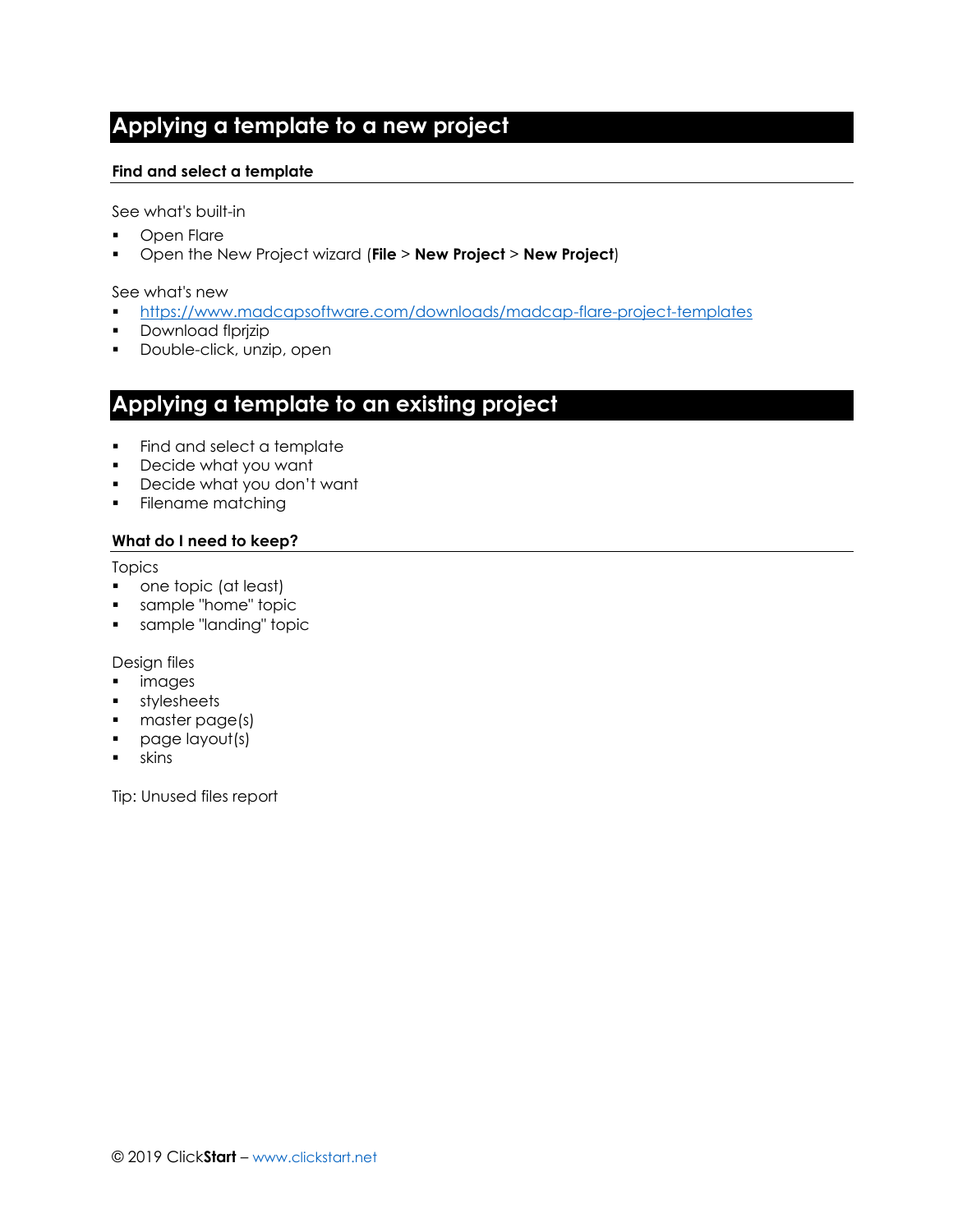# Applying a template to a new project

### Find and select a template

See what's built-in

- Open Flare
- Open the New Project wizard (**File** > **New Project** > **New Project**)

See what's new

- https://www.madcapsoftware.com/downloads/madcap-flare-project-templates
- Download flprjzip
- Double-click, unzip, open

# Applying a template to an existing project

- Find and select a template
- Decide what you want
- Decide what you don't want
- Filename matching

### What do I need to keep?

Topics

- one topic (at least)
- sample "home" topic
- sample "landing" topic

Design files

- images
- stylesheets
- master page(s)
- page layout(s)
- skins

Tip: Unused files report

© 2019 Click**Start** – www.clickstart.net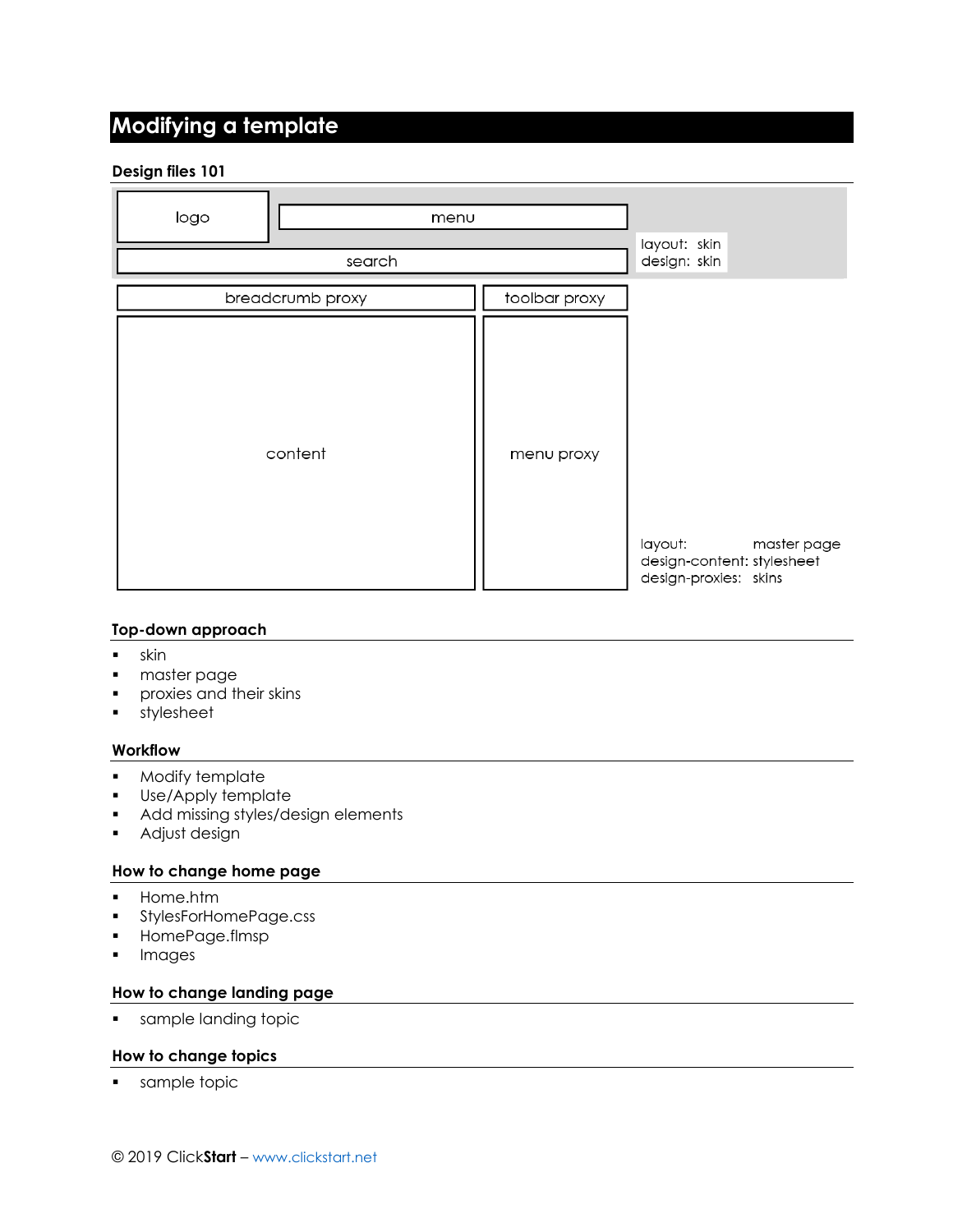# Modifying a template

## Design files 101

| | | |
|---|---|---|
| logo | menu | |
| search | | layout: skin<br>design: skin |
| breadcrumb proxy | toolbar proxy | |
| content | menu proxy | layout: master page<br>design-content: stylesheet<br>design-proxies: skins |

## Top-down approach

- skin
- master page
- proxies and their skins
- stylesheet

## Workflow

- Modify template
- Use/Apply template
- Add missing styles/design elements
- Adjust design

## How to change home page

- Home.htm
- StylesForHomePage.css
- HomePage.flmsp
- Images

## How to change landing page

- sample landing topic

## How to change topics

- sample topic

© 2019 Click**Start** – www.clickstart.net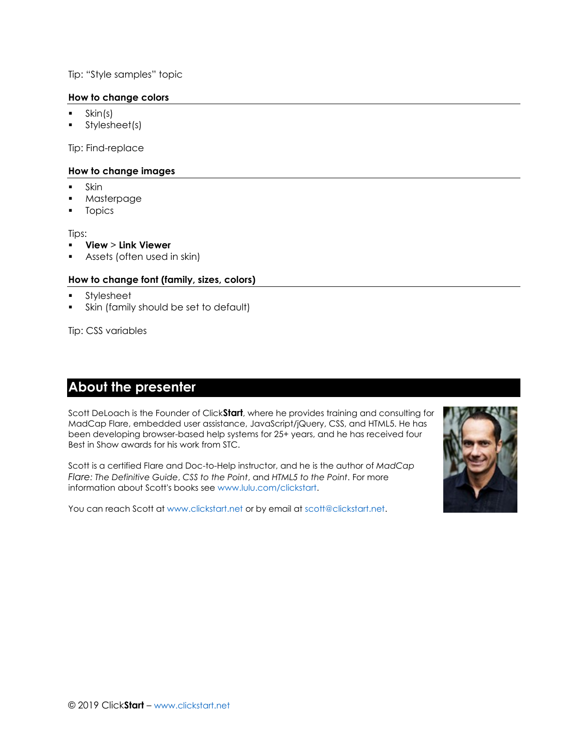Tip: "Style samples" topic

### How to change colors

- Skin(s)
- Stylesheet(s)

Tip: Find-replace

### How to change images

- Skin
- Masterpage
- Topics

Tips:

- **View** > **Link Viewer**
- Assets (often used in skin)

### How to change font (family, sizes, colors)

- Stylesheet
- Skin (family should be set to default)

Tip: CSS variables

## About the presenter

Scott DeLoach is the Founder of Click**Start**, where he provides training and consulting for MadCap Flare, embedded user assistance, JavaScript/jQuery, CSS, and HTML5. He has been developing browser-based help systems for 25+ years, and he has received four Best in Show awards for his work from STC.

Scott is a certified Flare and Doc-to-Help instructor, and he is the author of *MadCap Flare: The Definitive Guide*, *CSS to the Point*, and *HTML5 to the Point*. For more information about Scott's books see www.lulu.com/clickstart.

You can reach Scott at www.clickstart.net or by email at scott@clickstart.net.

© 2019 Click**Start** – www.clickstart.net